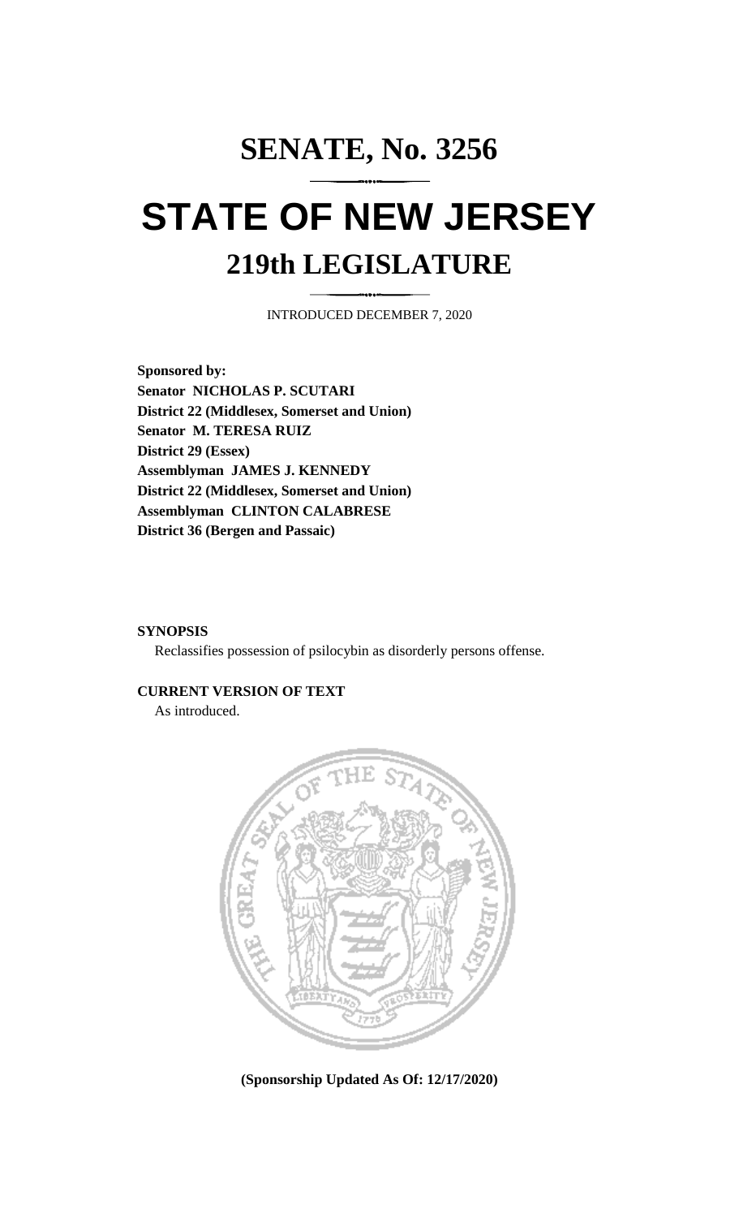# SENATE, No. 3256

# STATE OF NEW JERSEY

## 219th LEGISLATURE

INTRODUCED DECEMBER 7, 2020

**Sponsored by:**
**Senator NICHOLAS P. SCUTARI**
**District 22 (Middlesex, Somerset and Union)**
**Senator M. TERESA RUIZ**
**District 29 (Essex)**
**Assemblyman JAMES J. KENNEDY**
**District 22 (Middlesex, Somerset and Union)**
**Assemblyman CLINTON CALABRESE**
**District 36 (Bergen and Passaic)**

**SYNOPSIS**

Reclassifies possession of psilocybin as disorderly persons offense.

**CURRENT VERSION OF TEXT**

As introduced.

**(Sponsorship Updated As Of: 12/17/2020)**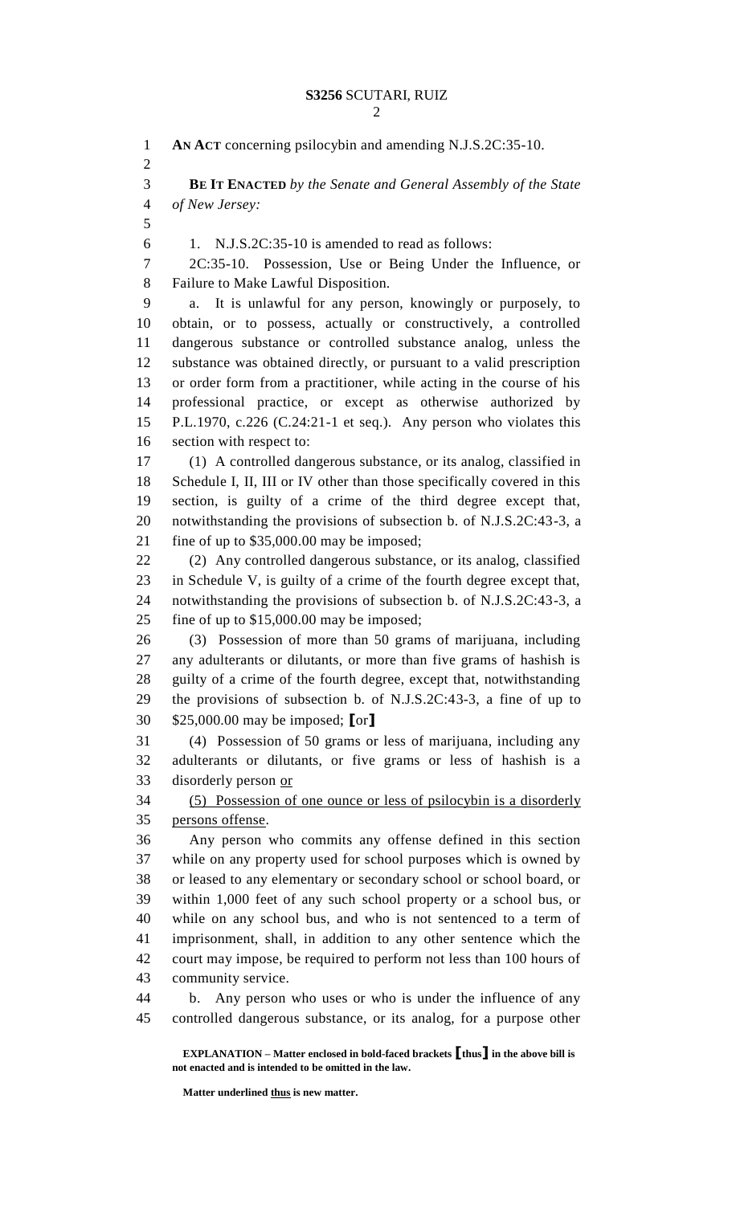**AN ACT** concerning psilocybin and amending N.J.S.2C:35-10.

**BE IT ENACTED** *by the Senate and General Assembly of the State of New Jersey:*

1. N.J.S.2C:35-10 is amended to read as follows:

2C:35-10. Possession, Use or Being Under the Influence, or Failure to Make Lawful Disposition.

a. It is unlawful for any person, knowingly or purposely, to obtain, or to possess, actually or constructively, a controlled dangerous substance or controlled substance analog, unless the substance was obtained directly, or pursuant to a valid prescription or order form from a practitioner, while acting in the course of his professional practice, or except as otherwise authorized by P.L.1970, c.226 (C.24:21-1 et seq.). Any person who violates this section with respect to:

(1) A controlled dangerous substance, or its analog, classified in Schedule I, II, III or IV other than those specifically covered in this section, is guilty of a crime of the third degree except that, notwithstanding the provisions of subsection b. of N.J.S.2C:43-3, a fine of up to $35,000.00 may be imposed;

(2) Any controlled dangerous substance, or its analog, classified in Schedule V, is guilty of a crime of the fourth degree except that, notwithstanding the provisions of subsection b. of N.J.S.2C:43-3, a fine of up to $15,000.00 may be imposed;

(3) Possession of more than 50 grams of marijuana, including any adulterants or dilutants, or more than five grams of hashish is guilty of a crime of the fourth degree, except that, notwithstanding the provisions of subsection b. of N.J.S.2C:43-3, a fine of up to $25,000.00 may be imposed; **[**or**]**

(4) Possession of 50 grams or less of marijuana, including any adulterants or dilutants, or five grams or less of hashish is a disorderly person <u>or</u>

<u>(5) Possession of one ounce or less of psilocybin is a disorderly persons offense</u>.

Any person who commits any offense defined in this section while on any property used for school purposes which is owned by or leased to any elementary or secondary school or school board, or within 1,000 feet of any such school property or a school bus, or while on any school bus, and who is not sentenced to a term of imprisonment, shall, in addition to any other sentence which the court may impose, be required to perform not less than 100 hours of community service.

b. Any person who uses or who is under the influence of any controlled dangerous substance, or its analog, for a purpose other

**EXPLANATION – Matter enclosed in bold-faced brackets [thus] in the above bill is not enacted and is intended to be omitted in the law.**

**Matter underlined <u>thus</u> is new matter.**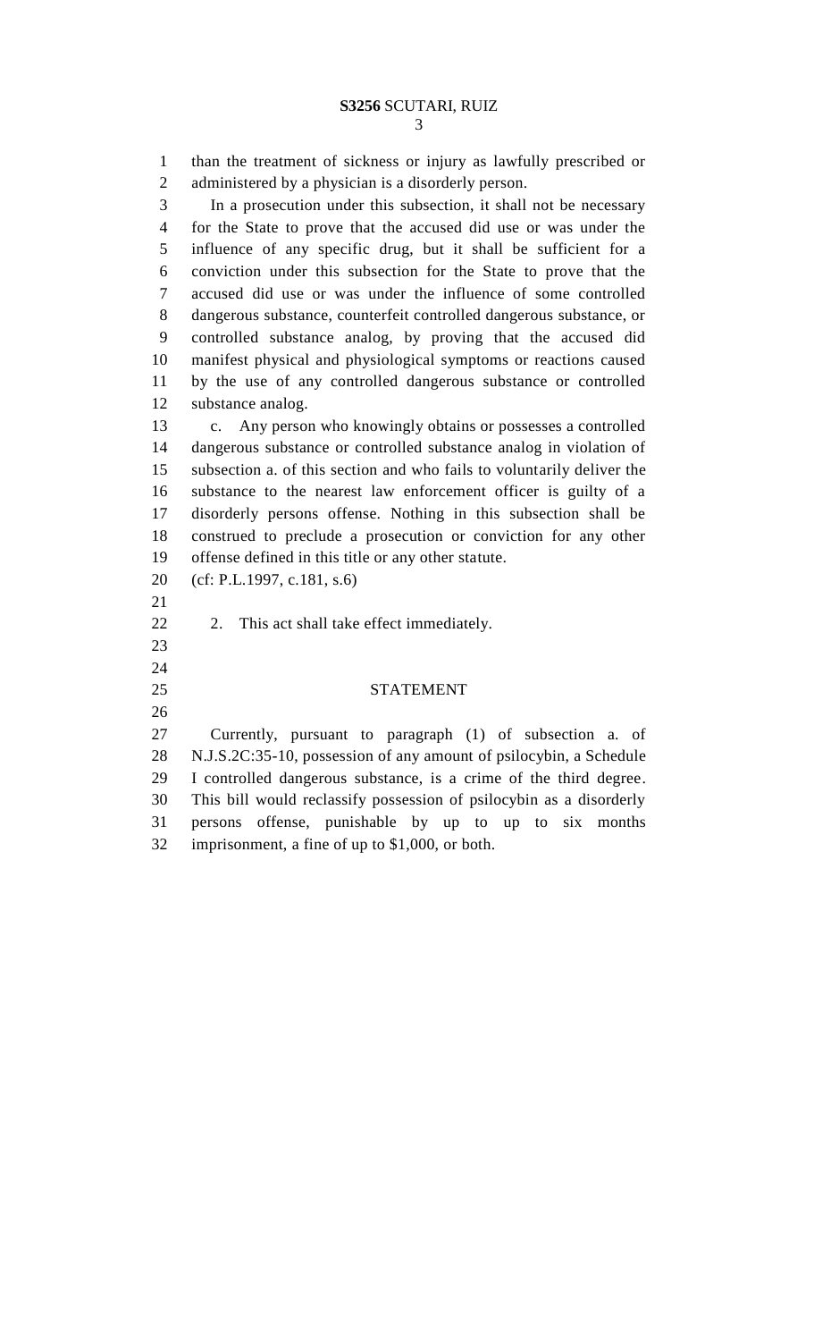than the treatment of sickness or injury as lawfully prescribed or administered by a physician is a disorderly person.

In a prosecution under this subsection, it shall not be necessary for the State to prove that the accused did use or was under the influence of any specific drug, but it shall be sufficient for a conviction under this subsection for the State to prove that the accused did use or was under the influence of some controlled dangerous substance, counterfeit controlled dangerous substance, or controlled substance analog, by proving that the accused did manifest physical and physiological symptoms or reactions caused by the use of any controlled dangerous substance or controlled substance analog.

c. Any person who knowingly obtains or possesses a controlled dangerous substance or controlled substance analog in violation of subsection a. of this section and who fails to voluntarily deliver the substance to the nearest law enforcement officer is guilty of a disorderly persons offense. Nothing in this subsection shall be construed to preclude a prosecution or conviction for any other offense defined in this title or any other statute.

(cf: P.L.1997, c.181, s.6)

2. This act shall take effect immediately.

## STATEMENT

Currently, pursuant to paragraph (1) of subsection a. of N.J.S.2C:35-10, possession of any amount of psilocybin, a Schedule I controlled dangerous substance, is a crime of the third degree. This bill would reclassify possession of psilocybin as a disorderly persons offense, punishable by up to up to six months imprisonment, a fine of up to $1,000, or both.